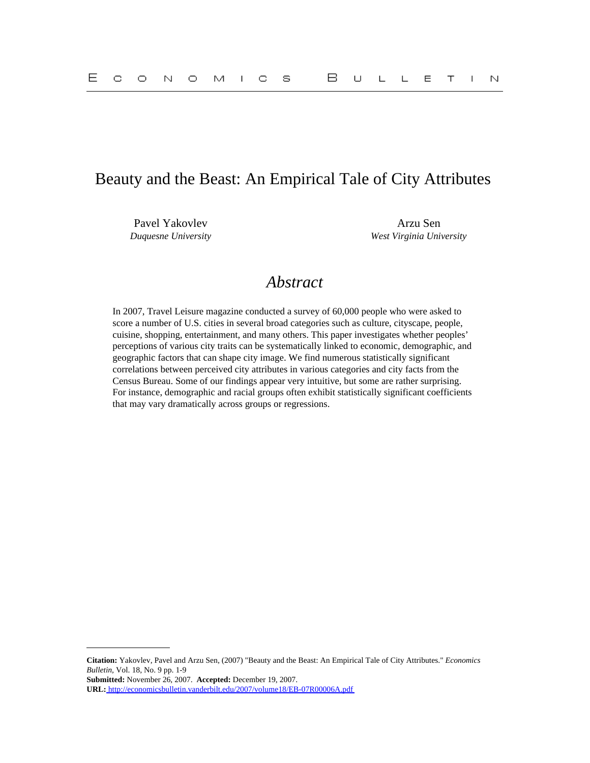# Beauty and the Beast: An Empirical Tale of City Attributes

Pavel Yakovlev
*Duquesne University*

Arzu Sen
*West Virginia University*

## *Abstract*

In 2007, Travel Leisure magazine conducted a survey of 60,000 people who were asked to score a number of U.S. cities in several broad categories such as culture, cityscape, people, cuisine, shopping, entertainment, and many others. This paper investigates whether peoples' perceptions of various city traits can be systematically linked to economic, demographic, and geographic factors that can shape city image. We find numerous statistically significant correlations between perceived city attributes in various categories and city facts from the Census Bureau. Some of our findings appear very intuitive, but some are rather surprising. For instance, demographic and racial groups often exhibit statistically significant coefficients that may vary dramatically across groups or regressions.

---

**Citation:** Yakovlev, Pavel and Arzu Sen, (2007) "Beauty and the Beast: An Empirical Tale of City Attributes." *Economics Bulletin*, Vol. 18, No. 9 pp. 1-9
**Submitted:** November 26, 2007. **Accepted:** December 19, 2007.
**URL:** http://economicsbulletin.vanderbilt.edu/2007/volume18/EB-07R00006A.pdf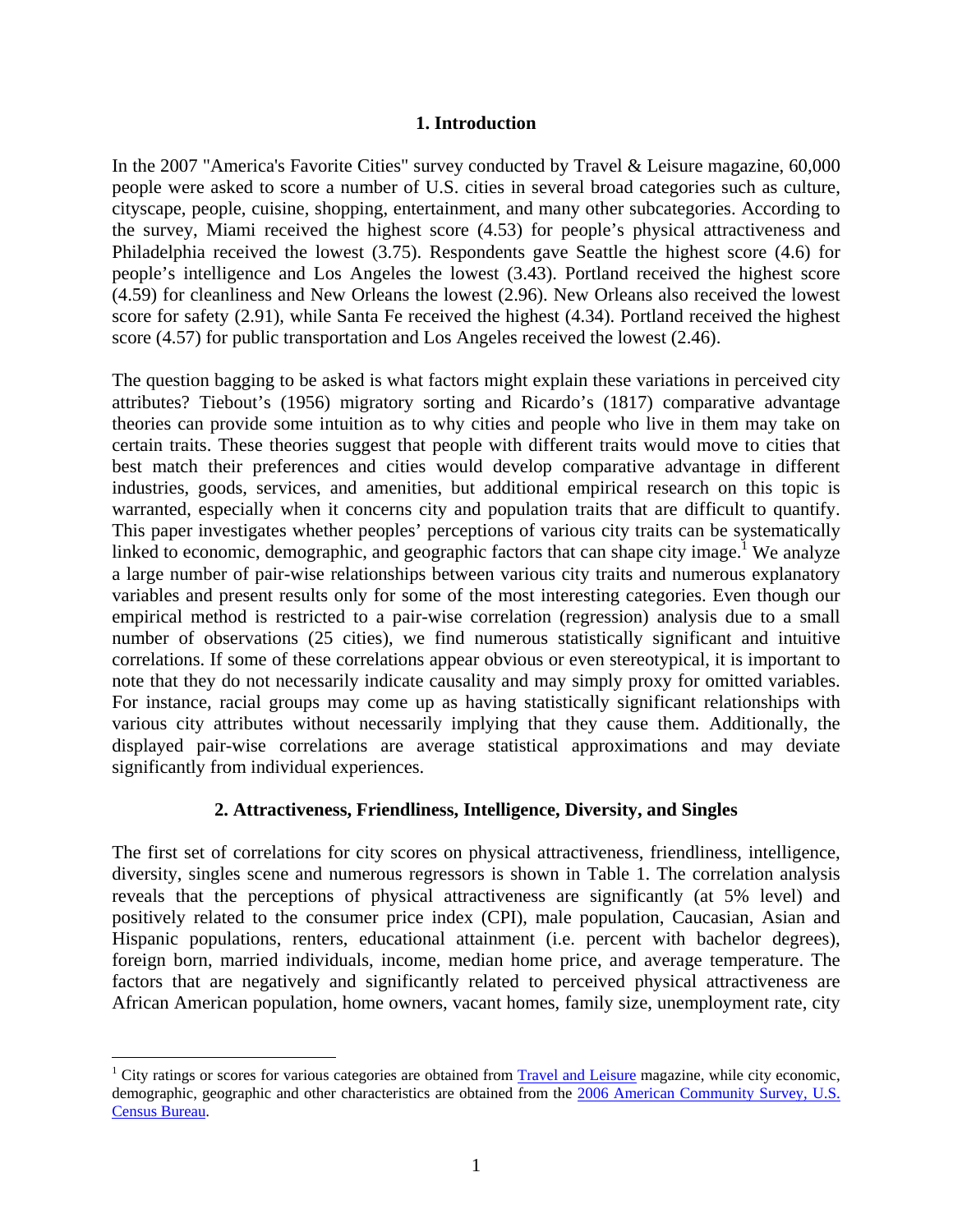## 1. Introduction

In the 2007 "America's Favorite Cities" survey conducted by Travel & Leisure magazine, 60,000 people were asked to score a number of U.S. cities in several broad categories such as culture, cityscape, people, cuisine, shopping, entertainment, and many other subcategories. According to the survey, Miami received the highest score (4.53) for people's physical attractiveness and Philadelphia received the lowest (3.75). Respondents gave Seattle the highest score (4.6) for people's intelligence and Los Angeles the lowest (3.43). Portland received the highest score (4.59) for cleanliness and New Orleans the lowest (2.96). New Orleans also received the lowest score for safety (2.91), while Santa Fe received the highest (4.34). Portland received the highest score (4.57) for public transportation and Los Angeles received the lowest (2.46).

The question bagging to be asked is what factors might explain these variations in perceived city attributes? Tiebout's (1956) migratory sorting and Ricardo's (1817) comparative advantage theories can provide some intuition as to why cities and people who live in them may take on certain traits. These theories suggest that people with different traits would move to cities that best match their preferences and cities would develop comparative advantage in different industries, goods, services, and amenities, but additional empirical research on this topic is warranted, especially when it concerns city and population traits that are difficult to quantify. This paper investigates whether peoples' perceptions of various city traits can be systematically linked to economic, demographic, and geographic factors that can shape city image.[1] We analyze a large number of pair-wise relationships between various city traits and numerous explanatory variables and present results only for some of the most interesting categories. Even though our empirical method is restricted to a pair-wise correlation (regression) analysis due to a small number of observations (25 cities), we find numerous statistically significant and intuitive correlations. If some of these correlations appear obvious or even stereotypical, it is important to note that they do not necessarily indicate causality and may simply proxy for omitted variables. For instance, racial groups may come up as having statistically significant relationships with various city attributes without necessarily implying that they cause them. Additionally, the displayed pair-wise correlations are average statistical approximations and may deviate significantly from individual experiences.

## 2. Attractiveness, Friendliness, Intelligence, Diversity, and Singles

The first set of correlations for city scores on physical attractiveness, friendliness, intelligence, diversity, singles scene and numerous regressors is shown in Table 1. The correlation analysis reveals that the perceptions of physical attractiveness are significantly (at 5% level) and positively related to the consumer price index (CPI), male population, Caucasian, Asian and Hispanic populations, renters, educational attainment (i.e. percent with bachelor degrees), foreign born, married individuals, income, median home price, and average temperature. The factors that are negatively and significantly related to perceived physical attractiveness are African American population, home owners, vacant homes, family size, unemployment rate, city

[1] City ratings or scores for various categories are obtained from Travel and Leisure magazine, while city economic, demographic, geographic and other characteristics are obtained from the 2006 American Community Survey, U.S. Census Bureau.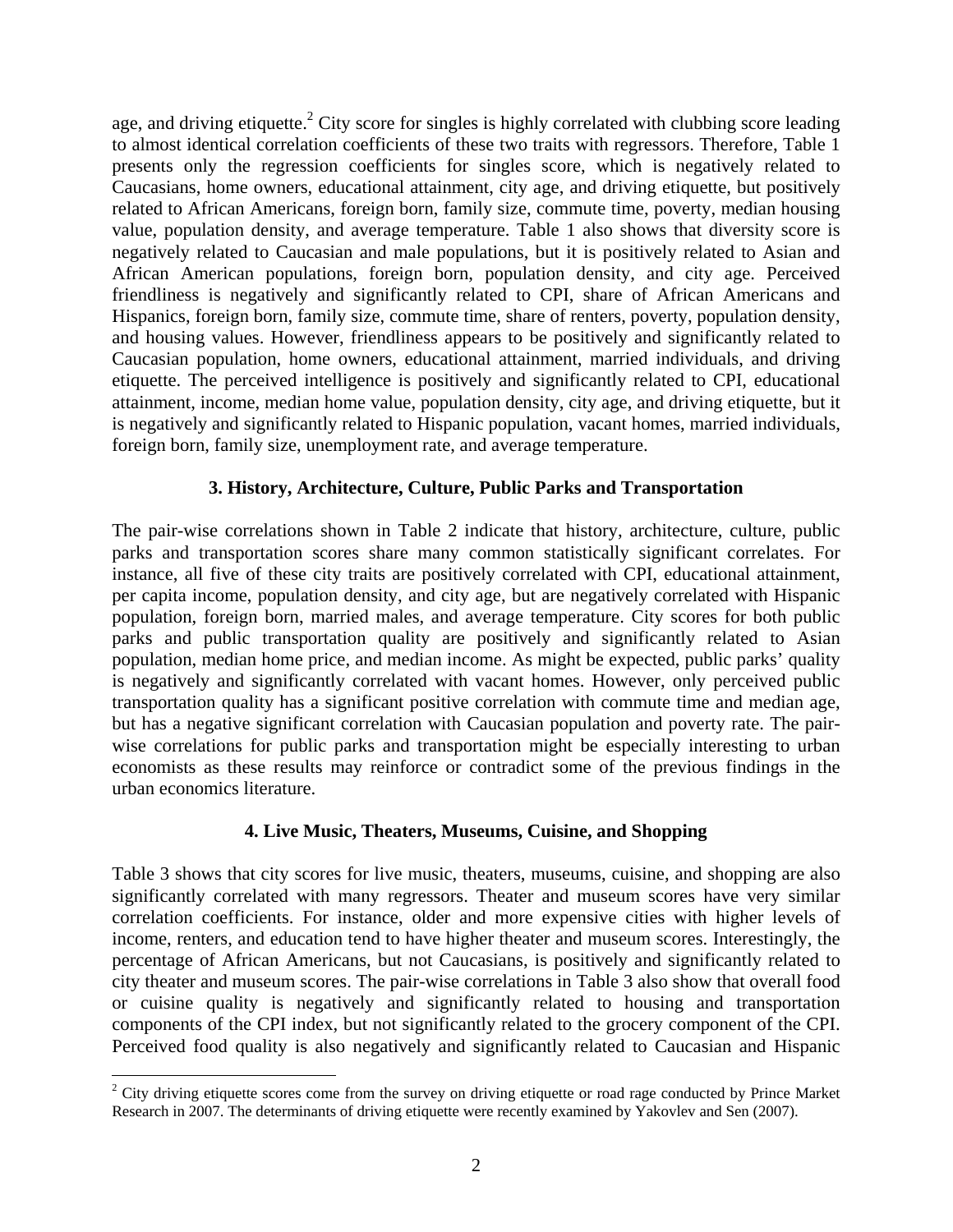age, and driving etiquette.[2] City score for singles is highly correlated with clubbing score leading to almost identical correlation coefficients of these two traits with regressors. Therefore, Table 1 presents only the regression coefficients for singles score, which is negatively related to Caucasians, home owners, educational attainment, city age, and driving etiquette, but positively related to African Americans, foreign born, family size, commute time, poverty, median housing value, population density, and average temperature. Table 1 also shows that diversity score is negatively related to Caucasian and male populations, but it is positively related to Asian and African American populations, foreign born, population density, and city age. Perceived friendliness is negatively and significantly related to CPI, share of African Americans and Hispanics, foreign born, family size, commute time, share of renters, poverty, population density, and housing values. However, friendliness appears to be positively and significantly related to Caucasian population, home owners, educational attainment, married individuals, and driving etiquette. The perceived intelligence is positively and significantly related to CPI, educational attainment, income, median home value, population density, city age, and driving etiquette, but it is negatively and significantly related to Hispanic population, vacant homes, married individuals, foreign born, family size, unemployment rate, and average temperature.

## 3. History, Architecture, Culture, Public Parks and Transportation

The pair-wise correlations shown in Table 2 indicate that history, architecture, culture, public parks and transportation scores share many common statistically significant correlates. For instance, all five of these city traits are positively correlated with CPI, educational attainment, per capita income, population density, and city age, but are negatively correlated with Hispanic population, foreign born, married males, and average temperature. City scores for both public parks and public transportation quality are positively and significantly related to Asian population, median home price, and median income. As might be expected, public parks' quality is negatively and significantly correlated with vacant homes. However, only perceived public transportation quality has a significant positive correlation with commute time and median age, but has a negative significant correlation with Caucasian population and poverty rate. The pair-wise correlations for public parks and transportation might be especially interesting to urban economists as these results may reinforce or contradict some of the previous findings in the urban economics literature.

## 4. Live Music, Theaters, Museums, Cuisine, and Shopping

Table 3 shows that city scores for live music, theaters, museums, cuisine, and shopping are also significantly correlated with many regressors. Theater and museum scores have very similar correlation coefficients. For instance, older and more expensive cities with higher levels of income, renters, and education tend to have higher theater and museum scores. Interestingly, the percentage of African Americans, but not Caucasians, is positively and significantly related to city theater and museum scores. The pair-wise correlations in Table 3 also show that overall food or cuisine quality is negatively and significantly related to housing and transportation components of the CPI index, but not significantly related to the grocery component of the CPI. Perceived food quality is also negatively and significantly related to Caucasian and Hispanic

[2] City driving etiquette scores come from the survey on driving etiquette or road rage conducted by Prince Market Research in 2007. The determinants of driving etiquette were recently examined by Yakovlev and Sen (2007).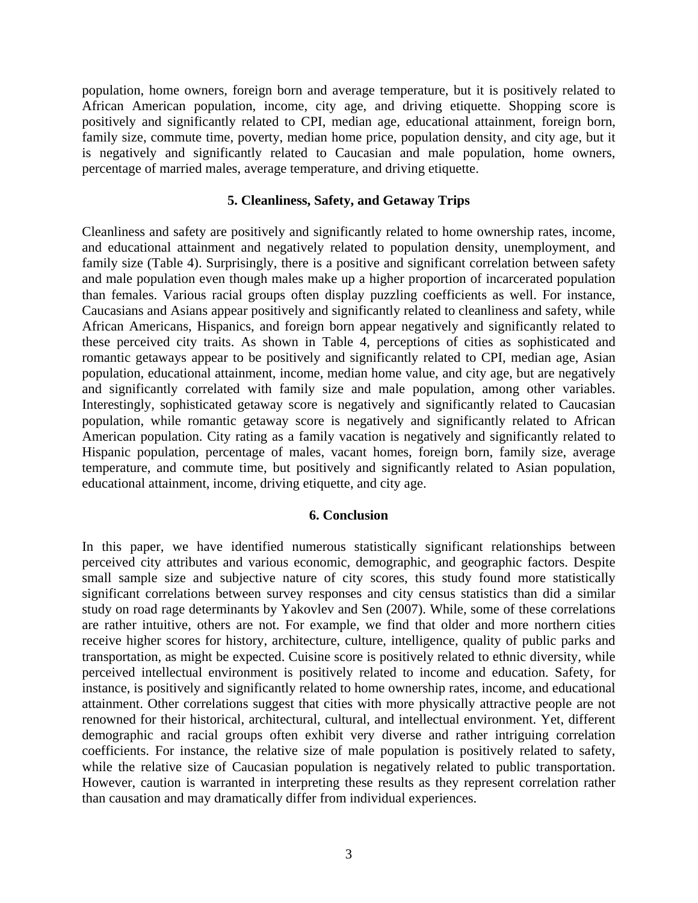population, home owners, foreign born and average temperature, but it is positively related to African American population, income, city age, and driving etiquette. Shopping score is positively and significantly related to CPI, median age, educational attainment, foreign born, family size, commute time, poverty, median home price, population density, and city age, but it is negatively and significantly related to Caucasian and male population, home owners, percentage of married males, average temperature, and driving etiquette.

## 5. Cleanliness, Safety, and Getaway Trips

Cleanliness and safety are positively and significantly related to home ownership rates, income, and educational attainment and negatively related to population density, unemployment, and family size (Table 4). Surprisingly, there is a positive and significant correlation between safety and male population even though males make up a higher proportion of incarcerated population than females. Various racial groups often display puzzling coefficients as well. For instance, Caucasians and Asians appear positively and significantly related to cleanliness and safety, while African Americans, Hispanics, and foreign born appear negatively and significantly related to these perceived city traits. As shown in Table 4, perceptions of cities as sophisticated and romantic getaways appear to be positively and significantly related to CPI, median age, Asian population, educational attainment, income, median home value, and city age, but are negatively and significantly correlated with family size and male population, among other variables. Interestingly, sophisticated getaway score is negatively and significantly related to Caucasian population, while romantic getaway score is negatively and significantly related to African American population. City rating as a family vacation is negatively and significantly related to Hispanic population, percentage of males, vacant homes, foreign born, family size, average temperature, and commute time, but positively and significantly related to Asian population, educational attainment, income, driving etiquette, and city age.

## 6. Conclusion

In this paper, we have identified numerous statistically significant relationships between perceived city attributes and various economic, demographic, and geographic factors. Despite small sample size and subjective nature of city scores, this study found more statistically significant correlations between survey responses and city census statistics than did a similar study on road rage determinants by Yakovlev and Sen (2007). While, some of these correlations are rather intuitive, others are not. For example, we find that older and more northern cities receive higher scores for history, architecture, culture, intelligence, quality of public parks and transportation, as might be expected. Cuisine score is positively related to ethnic diversity, while perceived intellectual environment is positively related to income and education. Safety, for instance, is positively and significantly related to home ownership rates, income, and educational attainment. Other correlations suggest that cities with more physically attractive people are not renowned for their historical, architectural, cultural, and intellectual environment. Yet, different demographic and racial groups often exhibit very diverse and rather intriguing correlation coefficients. For instance, the relative size of male population is positively related to safety, while the relative size of Caucasian population is negatively related to public transportation. However, caution is warranted in interpreting these results as they represent correlation rather than causation and may dramatically differ from individual experiences.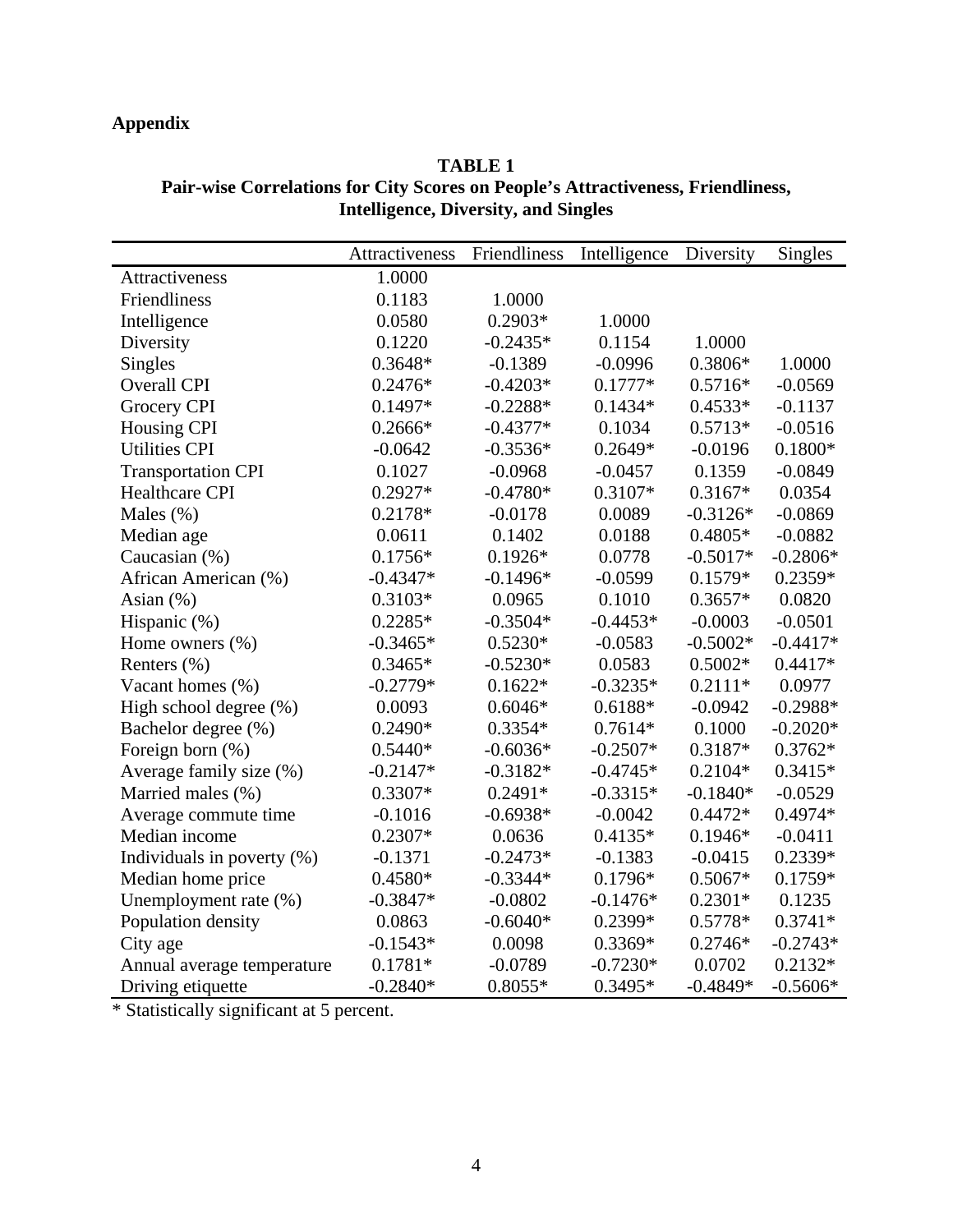## Appendix

**TABLE 1**
**Pair-wise Correlations for City Scores on People's Attractiveness, Friendliness, Intelligence, Diversity, and Singles**

| | Attractiveness | Friendliness | Intelligence | Diversity | Singles |
|---|---|---|---|---|---|
| Attractiveness | 1.0000 | | | | |
| Friendliness | 0.1183 | 1.0000 | | | |
| Intelligence | 0.0580 | 0.2903* | 1.0000 | | |
| Diversity | 0.1220 | -0.2435* | 0.1154 | 1.0000 | |
| Singles | 0.3648* | -0.1389 | -0.0996 | 0.3806* | 1.0000 |
| Overall CPI | 0.2476* | -0.4203* | 0.1777* | 0.5716* | -0.0569 |
| Grocery CPI | 0.1497* | -0.2288* | 0.1434* | 0.4533* | -0.1137 |
| Housing CPI | 0.2666* | -0.4377* | 0.1034 | 0.5713* | -0.0516 |
| Utilities CPI | -0.0642 | -0.3536* | 0.2649* | -0.0196 | 0.1800* |
| Transportation CPI | 0.1027 | -0.0968 | -0.0457 | 0.1359 | -0.0849 |
| Healthcare CPI | 0.2927* | -0.4780* | 0.3107* | 0.3167* | 0.0354 |
| Males (%) | 0.2178* | -0.0178 | 0.0089 | -0.3126* | -0.0869 |
| Median age | 0.0611 | 0.1402 | 0.0188 | 0.4805* | -0.0882 |
| Caucasian (%) | 0.1756* | 0.1926* | 0.0778 | -0.5017* | -0.2806* |
| African American (%) | -0.4347* | -0.1496* | -0.0599 | 0.1579* | 0.2359* |
| Asian (%) | 0.3103* | 0.0965 | 0.1010 | 0.3657* | 0.0820 |
| Hispanic (%) | 0.2285* | -0.3504* | -0.4453* | -0.0003 | -0.0501 |
| Home owners (%) | -0.3465* | 0.5230* | -0.0583 | -0.5002* | -0.4417* |
| Renters (%) | 0.3465* | -0.5230* | 0.0583 | 0.5002* | 0.4417* |
| Vacant homes (%) | -0.2779* | 0.1622* | -0.3235* | 0.2111* | 0.0977 |
| High school degree (%) | 0.0093 | 0.6046* | 0.6188* | -0.0942 | -0.2988* |
| Bachelor degree (%) | 0.2490* | 0.3354* | 0.7614* | 0.1000 | -0.2020* |
| Foreign born (%) | 0.5440* | -0.6036* | -0.2507* | 0.3187* | 0.3762* |
| Average family size (%) | -0.2147* | -0.3182* | -0.4745* | 0.2104* | 0.3415* |
| Married males (%) | 0.3307* | 0.2491* | -0.3315* | -0.1840* | -0.0529 |
| Average commute time | -0.1016 | -0.6938* | -0.0042 | 0.4472* | 0.4974* |
| Median income | 0.2307* | 0.0636 | 0.4135* | 0.1946* | -0.0411 |
| Individuals in poverty (%) | -0.1371 | -0.2473* | -0.1383 | -0.0415 | 0.2339* |
| Median home price | 0.4580* | -0.3344* | 0.1796* | 0.5067* | 0.1759* |
| Unemployment rate (%) | -0.3847* | -0.0802 | -0.1476* | 0.2301* | 0.1235 |
| Population density | 0.0863 | -0.6040* | 0.2399* | 0.5778* | 0.3741* |
| City age | -0.1543* | 0.0098 | 0.3369* | 0.2746* | -0.2743* |
| Annual average temperature | 0.1781* | -0.0789 | -0.7230* | 0.0702 | 0.2132* |
| Driving etiquette | -0.2840* | 0.8055* | 0.3495* | -0.4849* | -0.5606* |

* Statistically significant at 5 percent.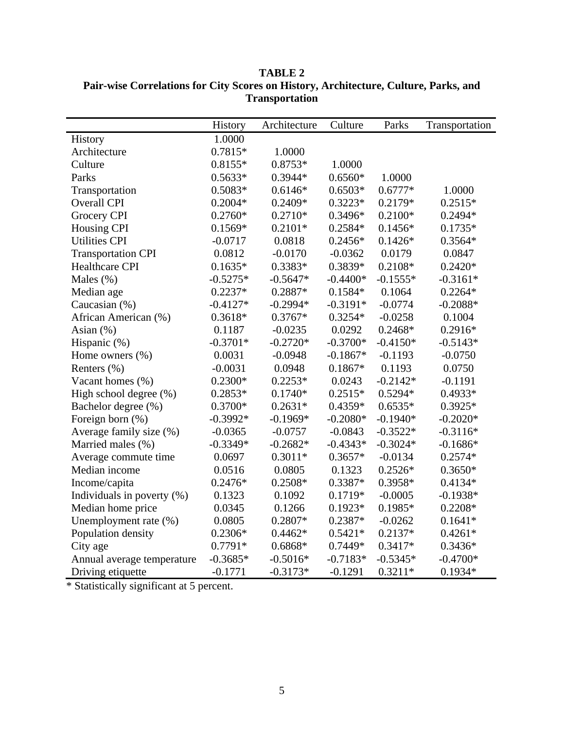**TABLE 2**
**Pair-wise Correlations for City Scores on History, Architecture, Culture, Parks, and Transportation**

| | History | Architecture | Culture | Parks | Transportation |
|---|---|---|---|---|---|
| History | 1.0000 | | | | |
| Architecture | 0.7815* | 1.0000 | | | |
| Culture | 0.8155* | 0.8753* | 1.0000 | | |
| Parks | 0.5633* | 0.3944* | 0.6560* | 1.0000 | |
| Transportation | 0.5083* | 0.6146* | 0.6503* | 0.6777* | 1.0000 |
| Overall CPI | 0.2004* | 0.2409* | 0.3223* | 0.2179* | 0.2515* |
| Grocery CPI | 0.2760* | 0.2710* | 0.3496* | 0.2100* | 0.2494* |
| Housing CPI | 0.1569* | 0.2101* | 0.2584* | 0.1456* | 0.1735* |
| Utilities CPI | -0.0717 | 0.0818 | 0.2456* | 0.1426* | 0.3564* |
| Transportation CPI | 0.0812 | -0.0170 | -0.0362 | 0.0179 | 0.0847 |
| Healthcare CPI | 0.1635* | 0.3383* | 0.3839* | 0.2108* | 0.2420* |
| Males (%) | -0.5275* | -0.5647* | -0.4400* | -0.1555* | -0.3161* |
| Median age | 0.2237* | 0.2887* | 0.1584* | 0.1064 | 0.2264* |
| Caucasian (%) | -0.4127* | -0.2994* | -0.3191* | -0.0774 | -0.2088* |
| African American (%) | 0.3618* | 0.3767* | 0.3254* | -0.0258 | 0.1004 |
| Asian (%) | 0.1187 | -0.0235 | 0.0292 | 0.2468* | 0.2916* |
| Hispanic (%) | -0.3701* | -0.2720* | -0.3700* | -0.4150* | -0.5143* |
| Home owners (%) | 0.0031 | -0.0948 | -0.1867* | -0.1193 | -0.0750 |
| Renters (%) | -0.0031 | 0.0948 | 0.1867* | 0.1193 | 0.0750 |
| Vacant homes (%) | 0.2300* | 0.2253* | 0.0243 | -0.2142* | -0.1191 |
| High school degree (%) | 0.2853* | 0.1740* | 0.2515* | 0.5294* | 0.4933* |
| Bachelor degree (%) | 0.3700* | 0.2631* | 0.4359* | 0.6535* | 0.3925* |
| Foreign born (%) | -0.3992* | -0.1969* | -0.2080* | -0.1940* | -0.2020* |
| Average family size (%) | -0.0365 | -0.0757 | -0.0843 | -0.3522* | -0.3116* |
| Married males (%) | -0.3349* | -0.2682* | -0.4343* | -0.3024* | -0.1686* |
| Average commute time | 0.0697 | 0.3011* | 0.3657* | -0.0134 | 0.2574* |
| Median income | 0.0516 | 0.0805 | 0.1323 | 0.2526* | 0.3650* |
| Income/capita | 0.2476* | 0.2508* | 0.3387* | 0.3958* | 0.4134* |
| Individuals in poverty (%) | 0.1323 | 0.1092 | 0.1719* | -0.0005 | -0.1938* |
| Median home price | 0.0345 | 0.1266 | 0.1923* | 0.1985* | 0.2208* |
| Unemployment rate (%) | 0.0805 | 0.2807* | 0.2387* | -0.0262 | 0.1641* |
| Population density | 0.2306* | 0.4462* | 0.5421* | 0.2137* | 0.4261* |
| City age | 0.7791* | 0.6868* | 0.7449* | 0.3417* | 0.3436* |
| Annual average temperature | -0.3685* | -0.5016* | -0.7183* | -0.5345* | -0.4700* |
| Driving etiquette | -0.1771 | -0.3173* | -0.1291 | 0.3211* | 0.1934* |

* Statistically significant at 5 percent.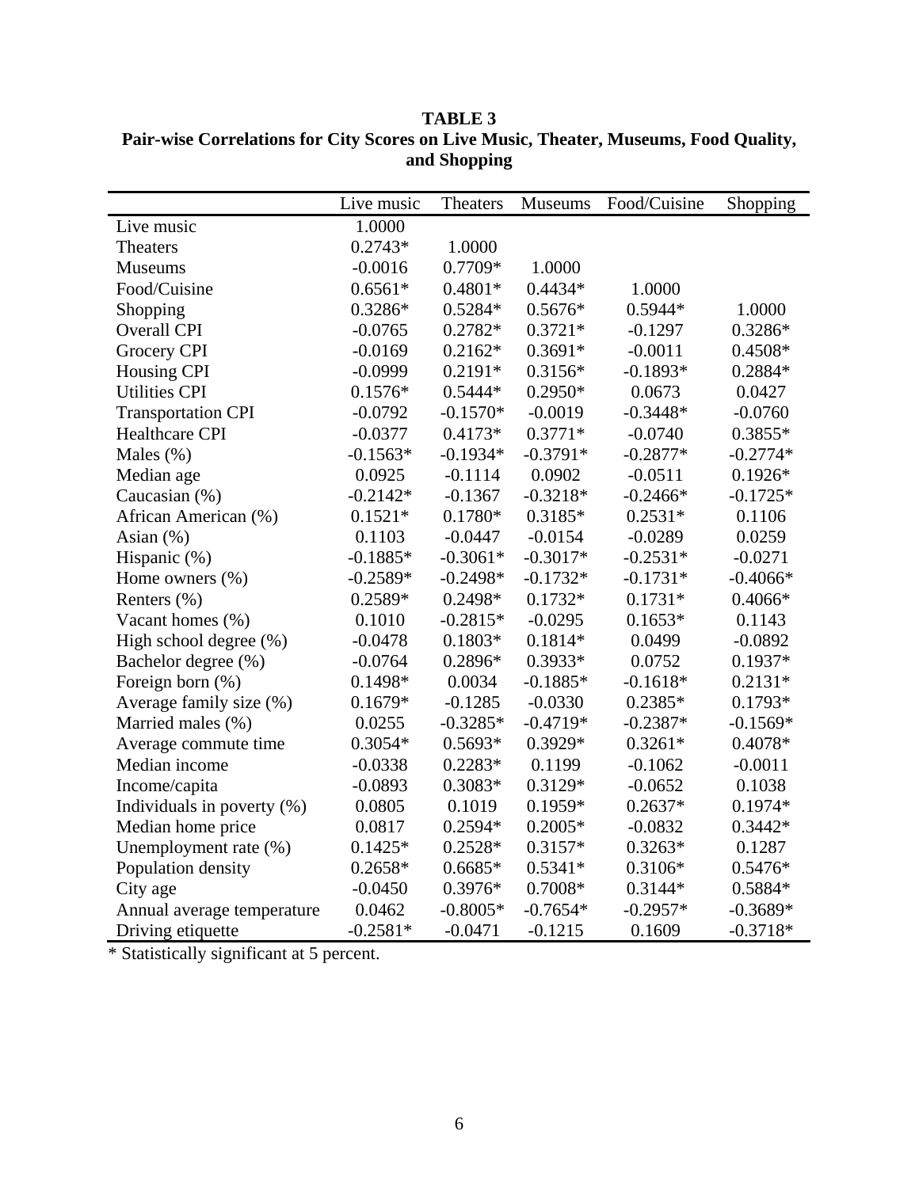**TABLE 3**
**Pair-wise Correlations for City Scores on Live Music, Theater, Museums, Food Quality, and Shopping**

| | Live music | Theaters | Museums | Food/Cuisine | Shopping |
|---|---|---|---|---|---|
| Live music | 1.0000 | | | | |
| Theaters | 0.2743* | 1.0000 | | | |
| Museums | -0.0016 | 0.7709* | 1.0000 | | |
| Food/Cuisine | 0.6561* | 0.4801* | 0.4434* | 1.0000 | |
| Shopping | 0.3286* | 0.5284* | 0.5676* | 0.5944* | 1.0000 |
| Overall CPI | -0.0765 | 0.2782* | 0.3721* | -0.1297 | 0.3286* |
| Grocery CPI | -0.0169 | 0.2162* | 0.3691* | -0.0011 | 0.4508* |
| Housing CPI | -0.0999 | 0.2191* | 0.3156* | -0.1893* | 0.2884* |
| Utilities CPI | 0.1576* | 0.5444* | 0.2950* | 0.0673 | 0.0427 |
| Transportation CPI | -0.0792 | -0.1570* | -0.0019 | -0.3448* | -0.0760 |
| Healthcare CPI | -0.0377 | 0.4173* | 0.3771* | -0.0740 | 0.3855* |
| Males (%) | -0.1563* | -0.1934* | -0.3791* | -0.2877* | -0.2774* |
| Median age | 0.0925 | -0.1114 | 0.0902 | -0.0511 | 0.1926* |
| Caucasian (%) | -0.2142* | -0.1367 | -0.3218* | -0.2466* | -0.1725* |
| African American (%) | 0.1521* | 0.1780* | 0.3185* | 0.2531* | 0.1106 |
| Asian (%) | 0.1103 | -0.0447 | -0.0154 | -0.0289 | 0.0259 |
| Hispanic (%) | -0.1885* | -0.3061* | -0.3017* | -0.2531* | -0.0271 |
| Home owners (%) | -0.2589* | -0.2498* | -0.1732* | -0.1731* | -0.4066* |
| Renters (%) | 0.2589* | 0.2498* | 0.1732* | 0.1731* | 0.4066* |
| Vacant homes (%) | 0.1010 | -0.2815* | -0.0295 | 0.1653* | 0.1143 |
| High school degree (%) | -0.0478 | 0.1803* | 0.1814* | 0.0499 | -0.0892 |
| Bachelor degree (%) | -0.0764 | 0.2896* | 0.3933* | 0.0752 | 0.1937* |
| Foreign born (%) | 0.1498* | 0.0034 | -0.1885* | -0.1618* | 0.2131* |
| Average family size (%) | 0.1679* | -0.1285 | -0.0330 | 0.2385* | 0.1793* |
| Married males (%) | 0.0255 | -0.3285* | -0.4719* | -0.2387* | -0.1569* |
| Average commute time | 0.3054* | 0.5693* | 0.3929* | 0.3261* | 0.4078* |
| Median income | -0.0338 | 0.2283* | 0.1199 | -0.1062 | -0.0011 |
| Income/capita | -0.0893 | 0.3083* | 0.3129* | -0.0652 | 0.1038 |
| Individuals in poverty (%) | 0.0805 | 0.1019 | 0.1959* | 0.2637* | 0.1974* |
| Median home price | 0.0817 | 0.2594* | 0.2005* | -0.0832 | 0.3442* |
| Unemployment rate (%) | 0.1425* | 0.2528* | 0.3157* | 0.3263* | 0.1287 |
| Population density | 0.2658* | 0.6685* | 0.5341* | 0.3106* | 0.5476* |
| City age | -0.0450 | 0.3976* | 0.7008* | 0.3144* | 0.5884* |
| Annual average temperature | 0.0462 | -0.8005* | -0.7654* | -0.2957* | -0.3689* |
| Driving etiquette | -0.2581* | -0.0471 | -0.1215 | 0.1609 | -0.3718* |

* Statistically significant at 5 percent.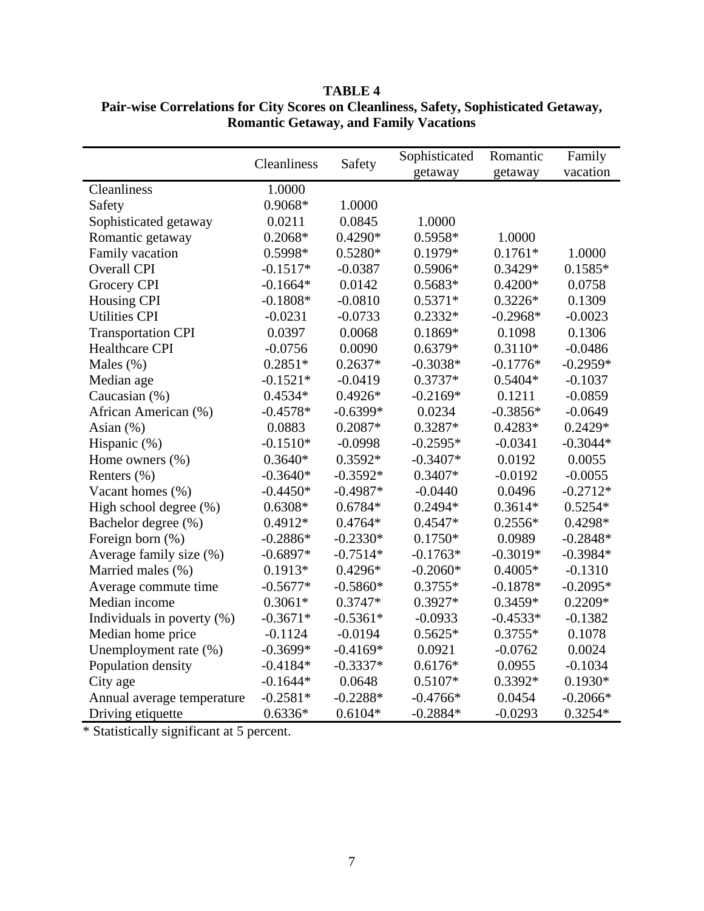**TABLE 4**
**Pair-wise Correlations for City Scores on Cleanliness, Safety, Sophisticated Getaway, Romantic Getaway, and Family Vacations**

| | Cleanliness | Safety | Sophisticated getaway | Romantic getaway | Family vacation |
|---|---|---|---|---|---|
| Cleanliness | 1.0000 | | | | |
| Safety | 0.9068* | 1.0000 | | | |
| Sophisticated getaway | 0.0211 | 0.0845 | 1.0000 | | |
| Romantic getaway | 0.2068* | 0.4290* | 0.5958* | 1.0000 | |
| Family vacation | 0.5998* | 0.5280* | 0.1979* | 0.1761* | 1.0000 |
| Overall CPI | -0.1517* | -0.0387 | 0.5906* | 0.3429* | 0.1585* |
| Grocery CPI | -0.1664* | 0.0142 | 0.5683* | 0.4200* | 0.0758 |
| Housing CPI | -0.1808* | -0.0810 | 0.5371* | 0.3226* | 0.1309 |
| Utilities CPI | -0.0231 | -0.0733 | 0.2332* | -0.2968* | -0.0023 |
| Transportation CPI | 0.0397 | 0.0068 | 0.1869* | 0.1098 | 0.1306 |
| Healthcare CPI | -0.0756 | 0.0090 | 0.6379* | 0.3110* | -0.0486 |
| Males (%) | 0.2851* | 0.2637* | -0.3038* | -0.1776* | -0.2959* |
| Median age | -0.1521* | -0.0419 | 0.3737* | 0.5404* | -0.1037 |
| Caucasian (%) | 0.4534* | 0.4926* | -0.2169* | 0.1211 | -0.0859 |
| African American (%) | -0.4578* | -0.6399* | 0.0234 | -0.3856* | -0.0649 |
| Asian (%) | 0.0883 | 0.2087* | 0.3287* | 0.4283* | 0.2429* |
| Hispanic (%) | -0.1510* | -0.0998 | -0.2595* | -0.0341 | -0.3044* |
| Home owners (%) | 0.3640* | 0.3592* | -0.3407* | 0.0192 | 0.0055 |
| Renters (%) | -0.3640* | -0.3592* | 0.3407* | -0.0192 | -0.0055 |
| Vacant homes (%) | -0.4450* | -0.4987* | -0.0440 | 0.0496 | -0.2712* |
| High school degree (%) | 0.6308* | 0.6784* | 0.2494* | 0.3614* | 0.5254* |
| Bachelor degree (%) | 0.4912* | 0.4764* | 0.4547* | 0.2556* | 0.4298* |
| Foreign born (%) | -0.2886* | -0.2330* | 0.1750* | 0.0989 | -0.2848* |
| Average family size (%) | -0.6897* | -0.7514* | -0.1763* | -0.3019* | -0.3984* |
| Married males (%) | 0.1913* | 0.4296* | -0.2060* | 0.4005* | -0.1310 |
| Average commute time | -0.5677* | -0.5860* | 0.3755* | -0.1878* | -0.2095* |
| Median income | 0.3061* | 0.3747* | 0.3927* | 0.3459* | 0.2209* |
| Individuals in poverty (%) | -0.3671* | -0.5361* | -0.0933 | -0.4533* | -0.1382 |
| Median home price | -0.1124 | -0.0194 | 0.5625* | 0.3755* | 0.1078 |
| Unemployment rate (%) | -0.3699* | -0.4169* | 0.0921 | -0.0762 | 0.0024 |
| Population density | -0.4184* | -0.3337* | 0.6176* | 0.0955 | -0.1034 |
| City age | -0.1644* | 0.0648 | 0.5107* | 0.3392* | 0.1930* |
| Annual average temperature | -0.2581* | -0.2288* | -0.4766* | 0.0454 | -0.2066* |
| Driving etiquette | 0.6336* | 0.6104* | -0.2884* | -0.0293 | 0.3254* |

* Statistically significant at 5 percent.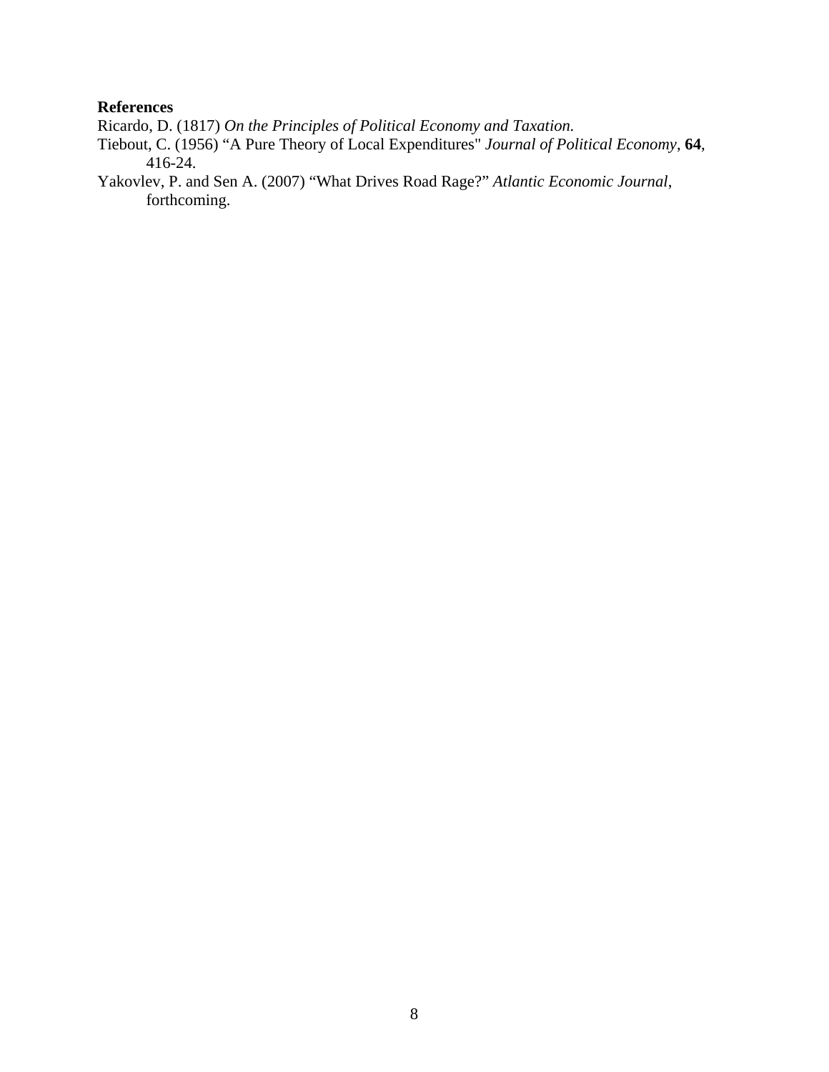**References**

Ricardo, D. (1817) *On the Principles of Political Economy and Taxation.*

Tiebout, C. (1956) "A Pure Theory of Local Expenditures" *Journal of Political Economy*, **64**, 416-24.

Yakovlev, P. and Sen A. (2007) "What Drives Road Rage?" *Atlantic Economic Journal*, forthcoming.